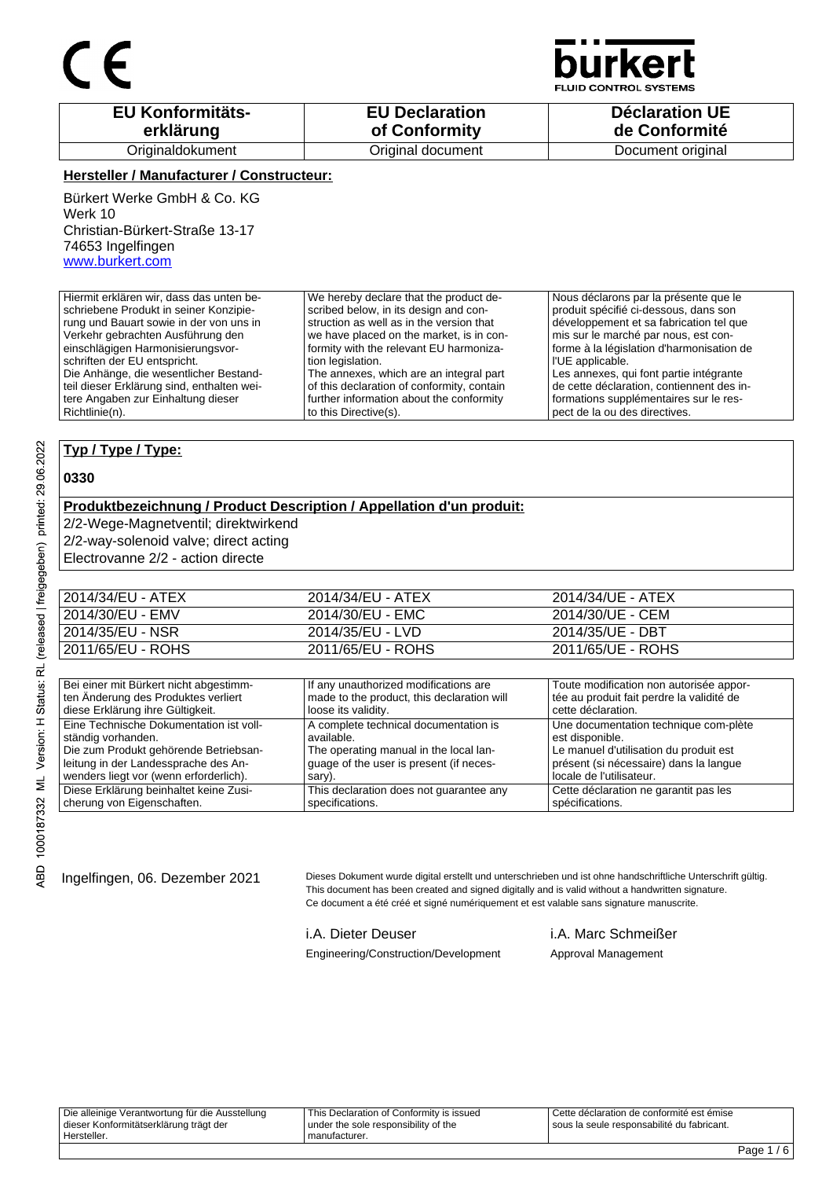CE

bürkert
FLUID CONTROL SYSTEMS

| EU Konformitäts-erklärung | EU Declaration of Conformity | Déclaration UE de Conformité |
|---|---|---|
| Originaldokument | Original document | Document original |

**Hersteller / Manufacturer / Constructeur:**

Bürkert Werke GmbH & Co. KG
Werk 10
Christian-Bürkert-Straße 13-17
74653 Ingelfingen
www.burkert.com

| Hiermit erklären wir, dass das unten beschriebene Produkt in seiner Konzipierung und Bauart sowie in der von uns in Verkehr gebrachten Ausführung den einschlägigen Harmonisierungsvorschriften der EU entspricht. Die Anhänge, die wesentlicher Bestandteil dieser Erklärung sind, enthalten weitere Angaben zur Einhaltung dieser Richtlinie(n). | We hereby declare that the product described below, in its design and construction as well as in the version that we have placed on the market, is in conformity with the relevant EU harmonization legislation. The annexes, which are an integral part of this declaration of conformity, contain further information about the conformity to this Directive(s). | Nous déclarons par la présente que le produit spécifié ci-dessous, dans son développement et sa fabrication tel que mis sur le marché par nous, est conforme à la législation d'harmonisation de l'UE applicable. Les annexes, qui font partie intégrante de cette déclaration, contiennent des informations supplémentaires sur le respect de la ou des directives. |
|---|---|---|

**Typ / Type / Type:**

**0330**

**Produktbezeichnung / Product Description / Appellation d'un produit:**

2/2-Wege-Magnetventil; direktwirkend
2/2-way-solenoid valve; direct acting
Electrovanne 2/2 - action directe

| 2014/34/EU - ATEX | 2014/34/EU - ATEX | 2014/34/UE - ATEX |
|---|---|---|
| 2014/30/EU - EMV | 2014/30/EU - EMC | 2014/30/UE - CEM |
| 2014/35/EU - NSR | 2014/35/EU - LVD | 2014/35/UE - DBT |
| 2011/65/EU - ROHS | 2011/65/EU - ROHS | 2011/65/UE - ROHS |

| Bei einer mit Bürkert nicht abgestimmten Änderung des Produktes verliert diese Erklärung ihre Gültigkeit. | If any unauthorized modifications are made to the product, this declaration will loose its validity. | Toute modification non autorisée apportée au produit fait perdre la validité de cette déclaration. |
|---|---|---|
| Eine Technische Dokumentation ist vollständig vorhanden. Die zum Produkt gehörende Betriebsanleitung in der Landessprache des Anwenders liegt vor (wenn erforderlich). | A complete technical documentation is available. The operating manual in the local language of the user is present (if necessary). | Une documentation technique com-plète est disponible. Le manuel d'utilisation du produit est présent (si nécessaire) dans la langue locale de l'utilisateur. |
| Diese Erklärung beinhaltet keine Zusicherung von Eigenschaften. | This declaration does not guarantee any specifications. | Cette déclaration ne garantit pas les spécifications. |

Ingelfingen, 06. Dezember 2021

Dieses Dokument wurde digital erstellt und unterschrieben und ist ohne handschriftliche Unterschrift gültig.
This document has been created and signed digitally and is valid without a handwritten signature.
Ce document a été créé et signé numériquement et est valable sans signature manuscrite.

i.A. Dieter Deuser
Engineering/Construction/Development

i.A. Marc Schmeißer
Approval Management

| Die alleinige Verantwortung für die Ausstellung dieser Konformitätserklärung trägt der Hersteller. | This Declaration of Conformity is issued under the sole responsibility of the manufacturer. | Cette déclaration de conformité est émise sous la seule responsabilité du fabricant. |
|---|---|---|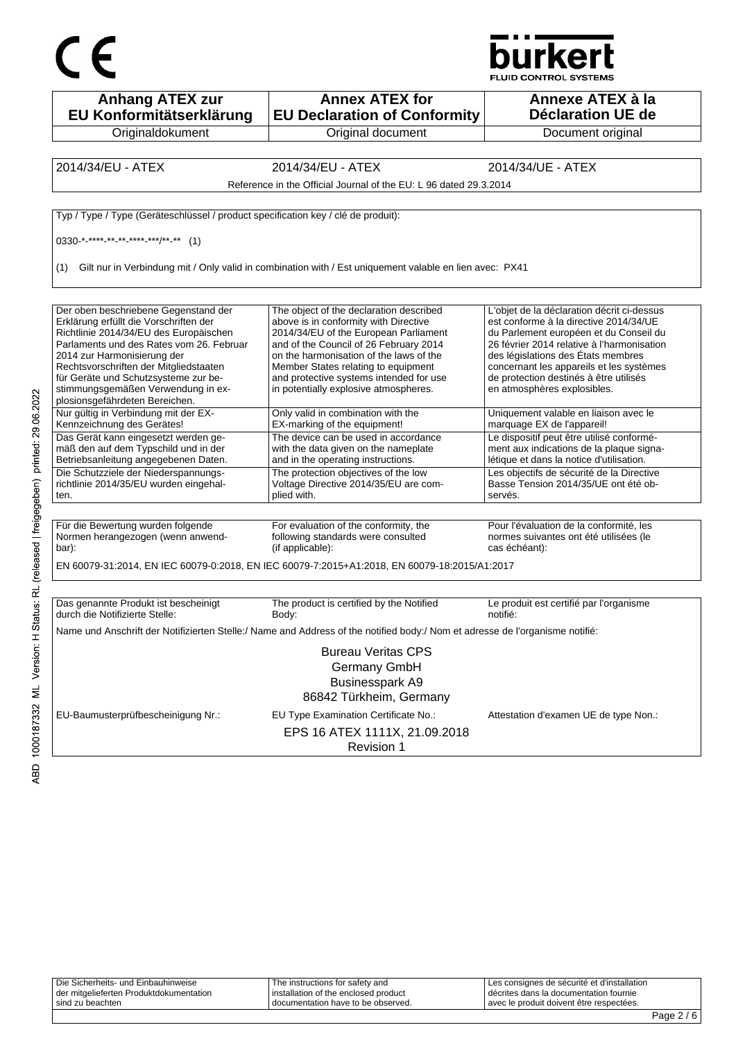CE

bürkert
FLUID CONTROL SYSTEMS

| Anhang ATEX zur EU Konformitätserklärung | Annex ATEX for EU Declaration of Conformity | Annexe ATEX à la Déclaration UE de |
|---|---|---|
| Originaldokument | Original document | Document original |

| 2014/34/EU - ATEX | 2014/34/EU - ATEX | 2014/34/UE - ATEX |
|---|---|---|

Reference in the Official Journal of the EU: L 96 dated 29.3.2014

Typ / Type / Type (Geräteschlüssel / product specification key / clé de produit):

0330-*-****-**-**-****-***/**-** (1)

(1) Gilt nur in Verbindung mit / Only valid in combination with / Est uniquement valable en lien avec: PX41

| Der oben beschriebene Gegenstand der Erklärung erfüllt die Vorschriften der Richtlinie 2014/34/EU des Europäischen Parlaments und des Rates vom 26. Februar 2014 zur Harmonisierung der Rechtsvorschriften der Mitgliedstaaten für Geräte und Schutzsysteme zur bestimmungsgemäßen Verwendung in explosionsgefährdeten Bereichen. | The object of the declaration described above is in conformity with Directive 2014/34/EU of the European Parliament and of the Council of 26 February 2014 on the harmonisation of the laws of the Member States relating to equipment and protective systems intended for use in potentially explosive atmospheres. | L'objet de la déclaration décrit ci-dessus est conforme à la directive 2014/34/UE du Parlement européen et du Conseil du 26 février 2014 relative à l'harmonisation des législations des États membres concernant les appareils et les systèmes de protection destinés à être utilisés en atmosphères explosibles. |
|---|---|---|
| Nur gültig in Verbindung mit der EX-Kennzeichnung des Gerätes! | Only valid in combination with the EX-marking of the equipment! | Uniquement valable en liaison avec le marquage EX de l'appareil! |
| Das Gerät kann eingesetzt werden gemäß den auf dem Typschild und in der Betriebsanleitung angegebenen Daten. | The device can be used in accordance with the data given on the nameplate and in the operating instructions. | Le dispositif peut être utilisé conformément aux indications de la plaque signalétique et dans la notice d'utilisation. |
| Die Schutzziele der Niederspannungsrichtlinie 2014/35/EU wurden eingehalten. | The protection objectives of the low Voltage Directive 2014/35/EU are complied with. | Les objectifs de sécurité de la Directive Basse Tension 2014/35/UE ont été observés. |

| Für die Bewertung wurden folgende Normen herangezogen (wenn anwendbar): | For evaluation of the conformity, the following standards were consulted (if applicable): | Pour l'évaluation de la conformité, les normes suivantes ont été utilisées (le cas échéant): |
|---|---|---|

EN 60079-31:2014, EN IEC 60079-0:2018, EN IEC 60079-7:2015+A1:2018, EN 60079-18:2015/A1:2017

| Das genannte Produkt ist bescheinigt durch die Notifizierte Stelle: | The product is certified by the Notified Body: | Le produit est certifié par l'organisme notifié: |
|---|---|---|

Name und Anschrift der Notifizierten Stelle:/ Name and Address of the notified body:/ Nom et adresse de l'organisme notifié:

Bureau Veritas CPS
Germany GmbH
Businesspark A9
86842 Türkheim, Germany

| EU-Baumusterprüfbescheinigung Nr.: | EU Type Examination Certificate No.: | Attestation d'examen UE de type Non.: |
|---|---|---|

EPS 16 ATEX 1111X, 21.09.2018
Revision 1

| Die Sicherheits- und Einbauhinweise der mitgelieferten Produktdokumentation sind zu beachten | The instructions for safety and installation of the enclosed product documentation have to be observed. | Les consignes de sécurité et d'installation décrites dans la documentation fournie avec le produit doivent être respectées. |
|---|---|---|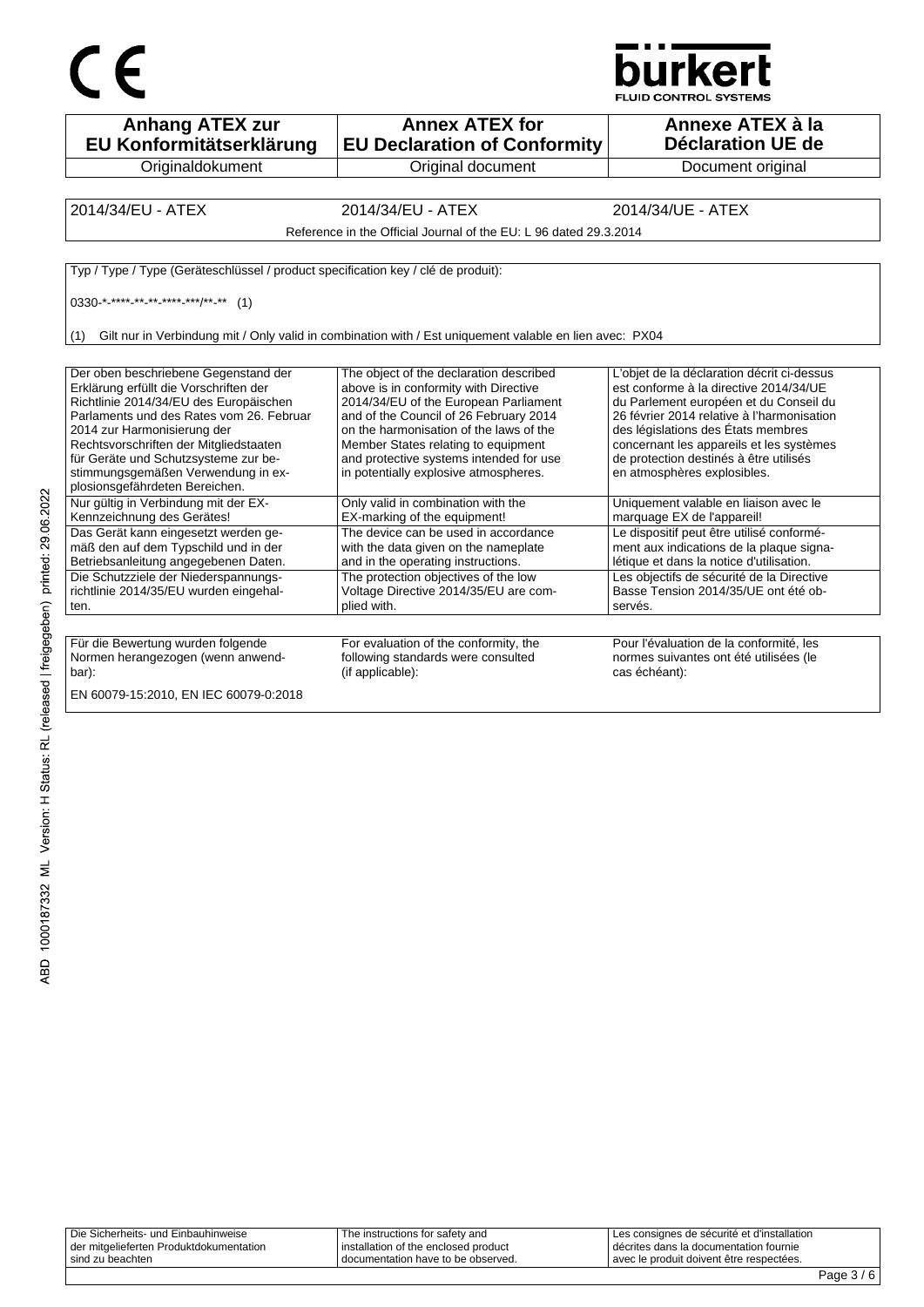CE

bürkert
FLUID CONTROL SYSTEMS

| Anhang ATEX zur EU Konformitätserklärung | Annex ATEX for EU Declaration of Conformity | Annexe ATEX à la Déclaration UE de |
| --- | --- | --- |
| Originaldokument | Original document | Document original |

| 2014/34/EU - ATEX | 2014/34/EU - ATEX | 2014/34/UE - ATEX |
| --- | --- | --- |
| | Reference in the Official Journal of the EU: L 96 dated 29.3.2014 | |

Typ / Type / Type (Geräteschlüssel / product specification key / clé de produit):

0330-*-****-**-**-****-***/**-** (1)

(1) Gilt nur in Verbindung mit / Only valid in combination with / Est uniquement valable en lien avec: PX04

| | | |
| --- | --- | --- |
| Der oben beschriebene Gegenstand der Erklärung erfüllt die Vorschriften der Richtlinie 2014/34/EU des Europäischen Parlaments und des Rates vom 26. Februar 2014 zur Harmonisierung der Rechtsvorschriften der Mitgliedstaaten für Geräte und Schutzsysteme zur bestimmungsgemäßen Verwendung in explosionsgefährdeten Bereichen. | The object of the declaration described above is in conformity with Directive 2014/34/EU of the European Parliament and of the Council of 26 February 2014 on the harmonisation of the laws of the Member States relating to equipment and protective systems intended for use in potentially explosive atmospheres. | L'objet de la déclaration décrit ci-dessus est conforme à la directive 2014/34/UE du Parlement européen et du Conseil du 26 février 2014 relative à l'harmonisation des législations des États membres concernant les appareils et les systèmes de protection destinés à être utilisés en atmosphères explosibles. |
| Nur gültig in Verbindung mit der EX-Kennzeichnung des Gerätes! | Only valid in combination with the EX-marking of the equipment! | Uniquement valable en liaison avec le marquage EX de l'appareil! |
| Das Gerät kann eingesetzt werden gemäß den auf dem Typschild und in der Betriebsanleitung angegebenen Daten. | The device can be used in accordance with the data given on the nameplate and in the operating instructions. | Le dispositif peut être utilisé conformément aux indications de la plaque signalétique et dans la notice d'utilisation. |
| Die Schutzziele der Niederspannungsrichtlinie 2014/35/EU wurden eingehalten. | The protection objectives of the low Voltage Directive 2014/35/EU are complied with. | Les objectifs de sécurité de la Directive Basse Tension 2014/35/UE ont été observés. |

| | | |
| --- | --- | --- |
| Für die Bewertung wurden folgende Normen herangezogen (wenn anwendbar): | For evaluation of the conformity, the following standards were consulted (if applicable): | Pour l'évaluation de la conformité, les normes suivantes ont été utilisées (le cas échéant): |

EN 60079-15:2010, EN IEC 60079-0:2018

| | | |
| --- | --- | --- |
| Die Sicherheits- und Einbauhinweise der mitgelieferten Produktdokumentation sind zu beachten | The instructions for safety and installation of the enclosed product documentation have to be observed. | Les consignes de sécurité et d'installation décrites dans la documentation fournie avec le produit doivent être respectées. |

ABD 1000187332 ML Version: H Status: RL (released | freigegeben) printed: 29.06.2022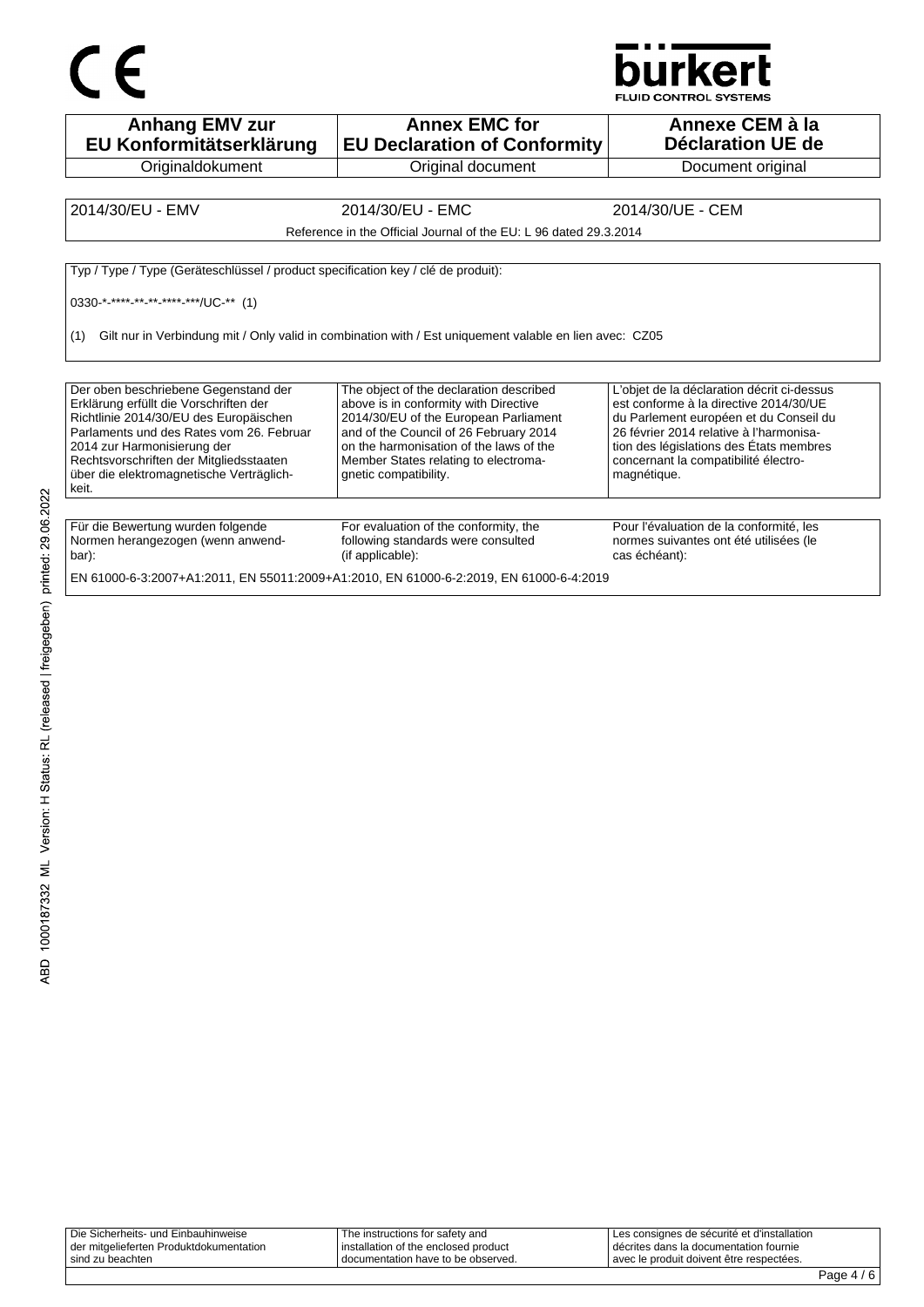CE

bürkert
FLUID CONTROL SYSTEMS

| Anhang EMV zur EU Konformitätserklärung | Annex EMC for EU Declaration of Conformity | Annexe CEM à la Déclaration UE de |
|---|---|---|
| Originaldokument | Original document | Document original |

| 2014/30/EU - EMV | 2014/30/EU - EMC | 2014/30/UE - CEM |
|---|---|---|
| | Reference in the Official Journal of the EU: L 96 dated 29.3.2014 | |

Typ / Type / Type (Geräteschlüssel / product specification key / clé de produit):

0330-*-****-**-**-****-***/UC-** (1)

(1) Gilt nur in Verbindung mit / Only valid in combination with / Est uniquement valable en lien avec: CZ05

| Der oben beschriebene Gegenstand der Erklärung erfüllt die Vorschriften der Richtlinie 2014/30/EU des Europäischen Parlaments und des Rates vom 26. Februar 2014 zur Harmonisierung der Rechtsvorschriften der Mitgliedsstaaten über die elektromagnetische Verträglichkeit. | The object of the declaration described above is in conformity with Directive 2014/30/EU of the European Parliament and of the Council of 26 February 2014 on the harmonisation of the laws of the Member States relating to electromagnetic compatibility. | L'objet de la déclaration décrit ci-dessus est conforme à la directive 2014/30/UE du Parlement européen et du Conseil du 26 février 2014 relative à l'harmonisation des législations des États membres concernant la compatibilité électromagnétique. |
|---|---|---|

| Für die Bewertung wurden folgende Normen herangezogen (wenn anwendbar): | For evaluation of the conformity, the following standards were consulted (if applicable): | Pour l'évaluation de la conformité, les normes suivantes ont été utilisées (le cas échéant): |
|---|---|---|

EN 61000-6-3:2007+A1:2011, EN 55011:2009+A1:2010, EN 61000-6-2:2019, EN 61000-6-4:2019

| Die Sicherheits- und Einbauhinweise der mitgelieferten Produktdokumentation sind zu beachten | The instructions for safety and installation of the enclosed product documentation have to be observed. | Les consignes de sécurité et d'installation décrites dans la documentation fournie avec le produit doivent être respectées. |
|---|---|---|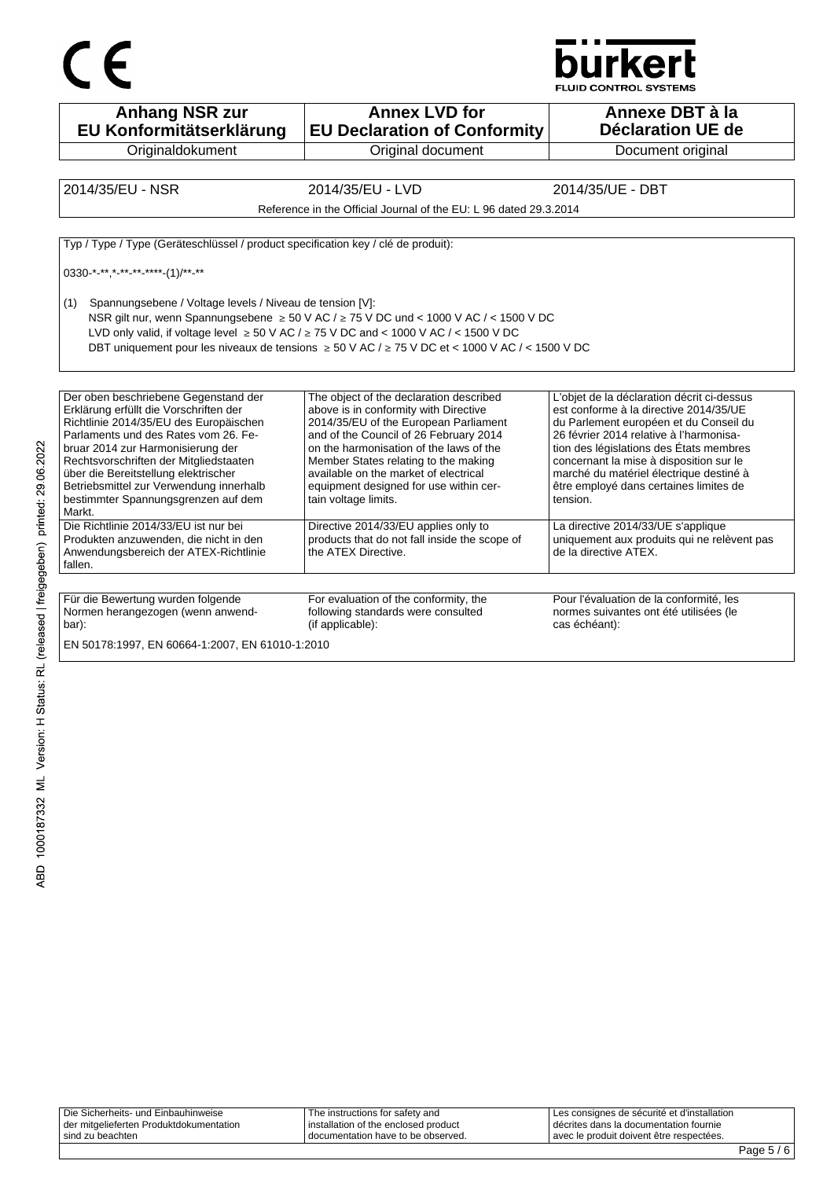| Anhang NSR zur EU Konformitätserklärung | Annex LVD for EU Declaration of Conformity | Annexe DBT à la Déclaration UE de |
|---|---|---|
| Originaldokument | Original document | Document original |

| 2014/35/EU - NSR | 2014/35/EU - LVD | 2014/35/UE - DBT |
|---|---|---|
| Reference in the Official Journal of the EU: L 96 dated 29.3.2014 | | |

Typ / Type / Type (Geräteschlüssel / product specification key / clé de produit):

0330-*-**,*-**-**-****-(1)/**-**

(1) Spannungsebene / Voltage levels / Niveau de tension [V]:
NSR gilt nur, wenn Spannungsebene ≥ 50 V AC / ≥ 75 V DC und < 1000 V AC / < 1500 V DC
LVD only valid, if voltage level ≥ 50 V AC / ≥ 75 V DC and < 1000 V AC / < 1500 V DC
DBT uniquement pour les niveaux de tensions ≥ 50 V AC / ≥ 75 V DC et < 1000 V AC / < 1500 V DC

| | | |
|---|---|---|
| Der oben beschriebene Gegenstand der Erklärung erfüllt die Vorschriften der Richtlinie 2014/35/EU des Europäischen Parlaments und des Rates vom 26. Februar 2014 zur Harmonisierung der Rechtsvorschriften der Mitgliedstaaten über die Bereitstellung elektrischer Betriebsmittel zur Verwendung innerhalb bestimmter Spannungsgrenzen auf dem Markt. | The object of the declaration described above is in conformity with Directive 2014/35/EU of the European Parliament and of the Council of 26 February 2014 on the harmonisation of the laws of the Member States relating to the making available on the market of electrical equipment designed for use within certain voltage limits. | L'objet de la déclaration décrit ci-dessus est conforme à la directive 2014/35/UE du Parlement européen et du Conseil du 26 février 2014 relative à l'harmonisation des législations des États membres concernant la mise à disposition sur le marché du matériel électrique destiné à être employé dans certaines limites de tension. |
| Die Richtlinie 2014/33/EU ist nur bei Produkten anzuwenden, die nicht in den Anwendungsbereich der ATEX-Richtlinie fallen. | Directive 2014/33/EU applies only to products that do not fall inside the scope of the ATEX Directive. | La directive 2014/33/UE s'applique uniquement aux produits qui ne relèvent pas de la directive ATEX. |

| | | |
|---|---|---|
| Für die Bewertung wurden folgende Normen herangezogen (wenn anwendbar): | For evaluation of the conformity, the following standards were consulted (if applicable): | Pour l'évaluation de la conformité, les normes suivantes ont été utilisées (le cas échéant): |

EN 50178:1997, EN 60664-1:2007, EN 61010-1:2010

| | | |
|---|---|---|
| Die Sicherheits- und Einbauhinweise der mitgelieferten Produktdokumentation sind zu beachten | The instructions for safety and installation of the enclosed product documentation have to be observed. | Les consignes de sécurité et d'installation décrites dans la documentation fournie avec le produit doivent être respectées. |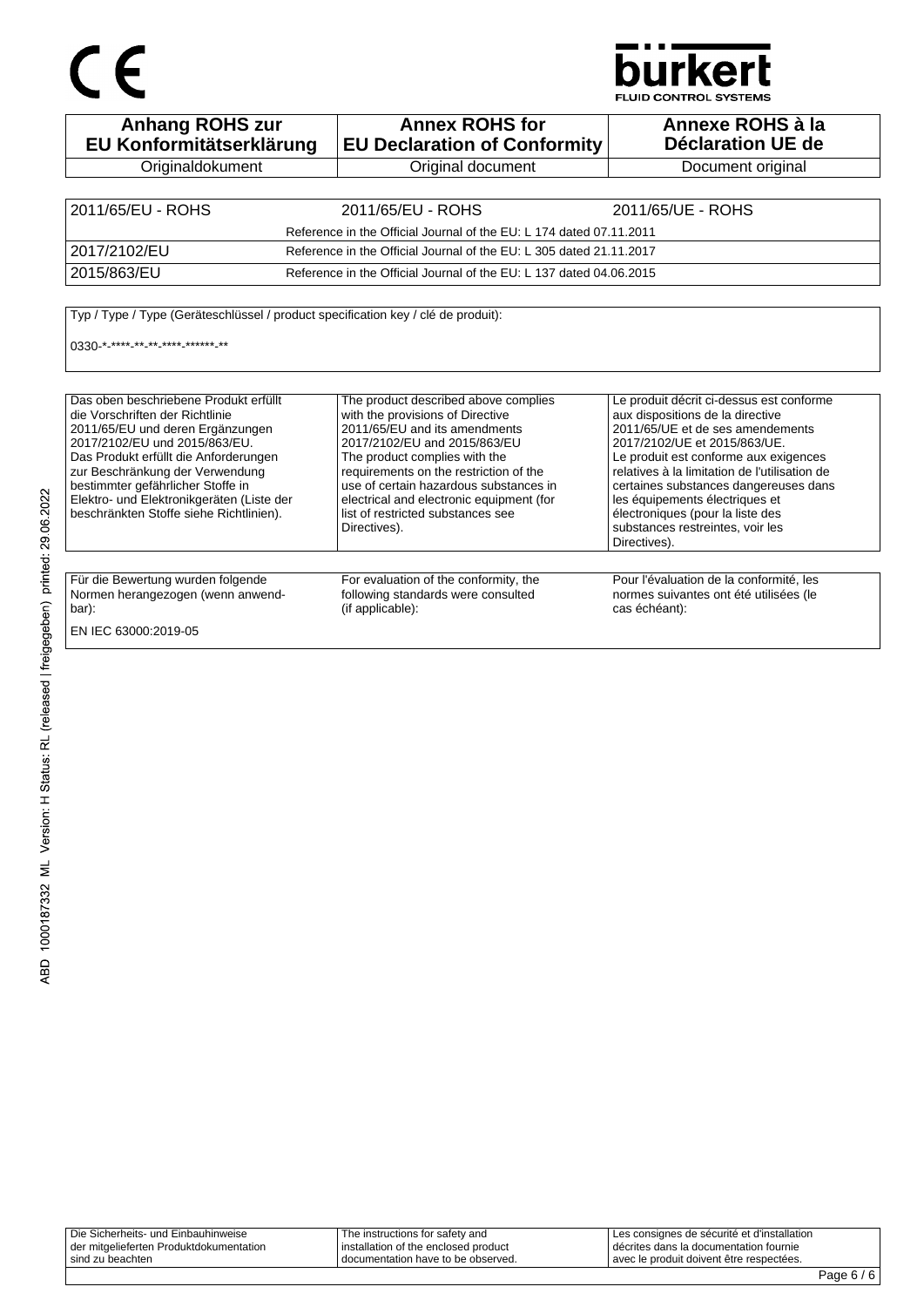CE

bürkert
FLUID CONTROL SYSTEMS

| Anhang ROHS zur EU Konformitätserklärung | Annex ROHS for EU Declaration of Conformity | Annexe ROHS à la Déclaration UE de |
|---|---|---|
| Originaldokument | Original document | Document original |

| | | |
|---|---|---|
| 2011/65/EU - ROHS | 2011/65/EU - ROHS | 2011/65/UE - ROHS |
| | Reference in the Official Journal of the EU: L 174 dated 07.11.2011 | |
| 2017/2102/EU | Reference in the Official Journal of the EU: L 305 dated 21.11.2017 | |
| 2015/863/EU | Reference in the Official Journal of the EU: L 137 dated 04.06.2015 | |

Typ / Type / Type (Geräteschlüssel / product specification key / clé de produit):

0330-*-****-**-**-****-******-**

| | | |
|---|---|---|
| Das oben beschriebene Produkt erfüllt die Vorschriften der Richtlinie 2011/65/EU und deren Ergänzungen 2017/2102/EU und 2015/863/EU. Das Produkt erfüllt die Anforderungen zur Beschränkung der Verwendung bestimmter gefährlicher Stoffe in Elektro- und Elektronikgeräten (Liste der beschränkten Stoffe siehe Richtlinien). | The product described above complies with the provisions of Directive 2011/65/EU and its amendments 2017/2102/EU and 2015/863/EU The product complies with the requirements on the restriction of the use of certain hazardous substances in electrical and electronic equipment (for list of restricted substances see Directives). | Le produit décrit ci-dessus est conforme aux dispositions de la directive 2011/65/UE et de ses amendements 2017/2102/UE et 2015/863/UE. Le produit est conforme aux exigences relatives à la limitation de l'utilisation de certaines substances dangereuses dans les équipements électriques et électroniques (pour la liste des substances restreintes, voir les Directives). |

| | | |
|---|---|---|
| Für die Bewertung wurden folgende Normen herangezogen (wenn anwendbar): | For evaluation of the conformity, the following standards were consulted (if applicable): | Pour l'évaluation de la conformité, les normes suivantes ont été utilisées (le cas échéant): |
| EN IEC 63000:2019-05 | | |

ABD 1000187332 ML Version: H Status: RL (released | freigegeben) printed: 29.06.2022

| | | |
|---|---|---|
| Die Sicherheits- und Einbauhinweise der mitgelieferten Produktdokumentation sind zu beachten | The instructions for safety and installation of the enclosed product documentation have to be observed. | Les consignes de sécurité et d'installation décrites dans la documentation fournie avec le produit doivent être respectées. |